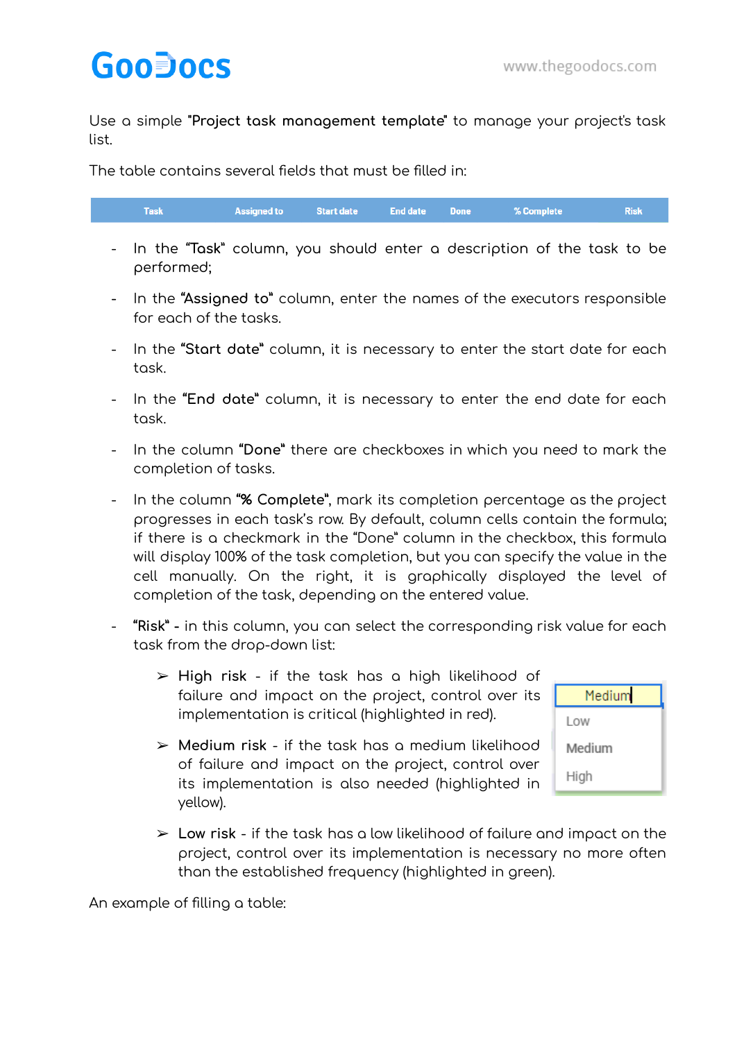Use a simple **"Project task management template"** to manage your project's task list.

The table contains several fields that must be filled in:

| Task | Assigned to | Start date | End date | Done | % Complete | Risk |
|---|---|---|---|---|---|---|

- In the **"Task"** column, you should enter a description of the task to be performed;
- In the **"Assigned to"** column, enter the names of the executors responsible for each of the tasks.
- In the **"Start date"** column, it is necessary to enter the start date for each task.
- In the **"End date"** column, it is necessary to enter the end date for each task.
- In the column **"Done"** there are checkboxes in which you need to mark the completion of tasks.
- In the column **"% Complete"**, mark its completion percentage as the project progresses in each task's row. By default, column cells contain the formula; if there is a checkmark in the "Done" column in the checkbox, this formula will display 100% of the task completion, but you can specify the value in the cell manually. On the right, it is graphically displayed the level of completion of the task, depending on the entered value.
- **"Risk"** - in this column, you can select the corresponding risk value for each task from the drop-down list:
    - High risk - if the task has a high likelihood of failure and impact on the project, control over its implementation is critical (highlighted in red).
    - Medium risk - if the task has a medium likelihood of failure and impact on the project, control over its implementation is also needed (highlighted in yellow).
    - Low risk - if the task has a low likelihood of failure and impact on the project, control over its implementation is necessary no more often than the established frequency (highlighted in green).

Medium
Low
Medium
High

An example of filling a table: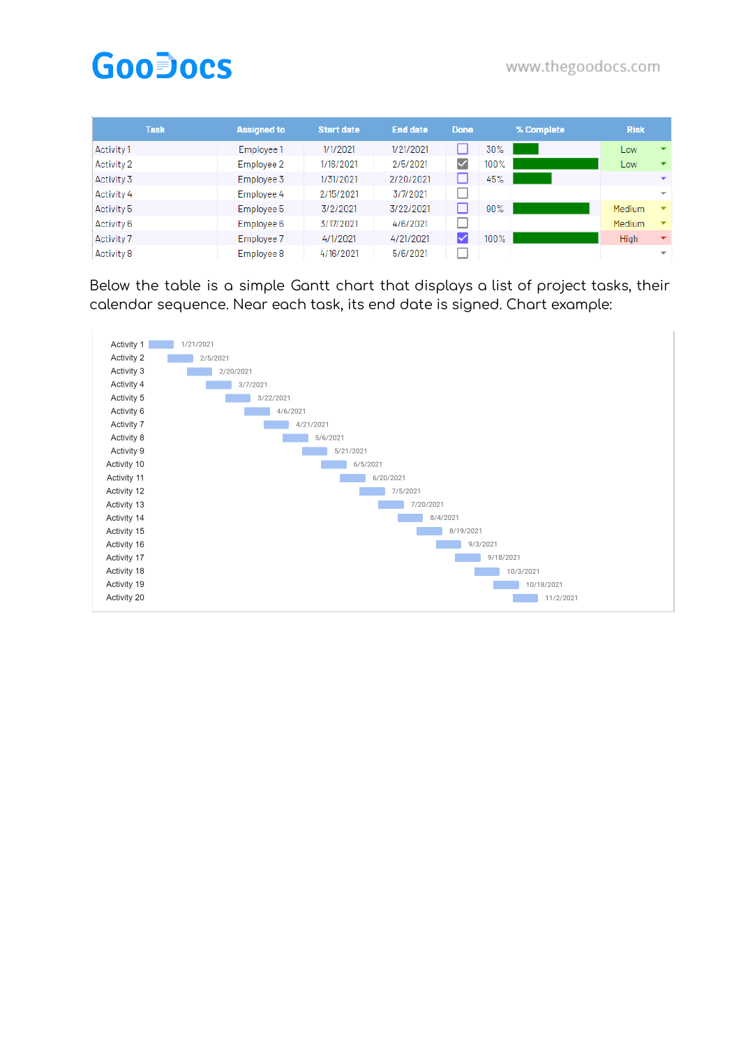| Task | Assigned to | Start date | End date | Done | % Complete | | Risk |
|---|---|---|---|---|---|---|---|
| Activity 1 | Employee 1 | 1/1/2021 | 1/21/2021 | ☐ | 30% | | Low |
| Activity 2 | Employee 2 | 1/16/2021 | 2/5/2021 | ☑ | 100% | | Low |
| Activity 3 | Employee 3 | 1/31/2021 | 2/20/2021 | ☐ | 45% | | |
| Activity 4 | Employee 4 | 2/15/2021 | 3/7/2021 | ☐ | | | |
| Activity 5 | Employee 5 | 3/2/2021 | 3/22/2021 | ☐ | 90% | | Medium |
| Activity 6 | Employee 6 | 3/17/2021 | 4/6/2021 | ☐ | | | Medium |
| Activity 7 | Employee 7 | 4/1/2021 | 4/21/2021 | ☑ | 100% | | High |
| Activity 8 | Employee 8 | 4/16/2021 | 5/6/2021 | ☐ | | | |

Below the table is a simple Gantt chart that displays a list of project tasks, their calendar sequence. Near each task, its end date is signed. Chart example:

Activity 1 1/21/2021
Activity 2 2/5/2021
Activity 3 2/20/2021
Activity 4 3/7/2021
Activity 5 3/22/2021
Activity 6 4/6/2021
Activity 7 4/21/2021
Activity 8 5/6/2021
Activity 9 5/21/2021
Activity 10 6/5/2021
Activity 11 6/20/2021
Activity 12 7/5/2021
Activity 13 7/20/2021
Activity 14 8/4/2021
Activity 15 8/19/2021
Activity 16 9/3/2021
Activity 17 9/18/2021
Activity 18 10/3/2021
Activity 19 10/18/2021
Activity 20 11/2/2021